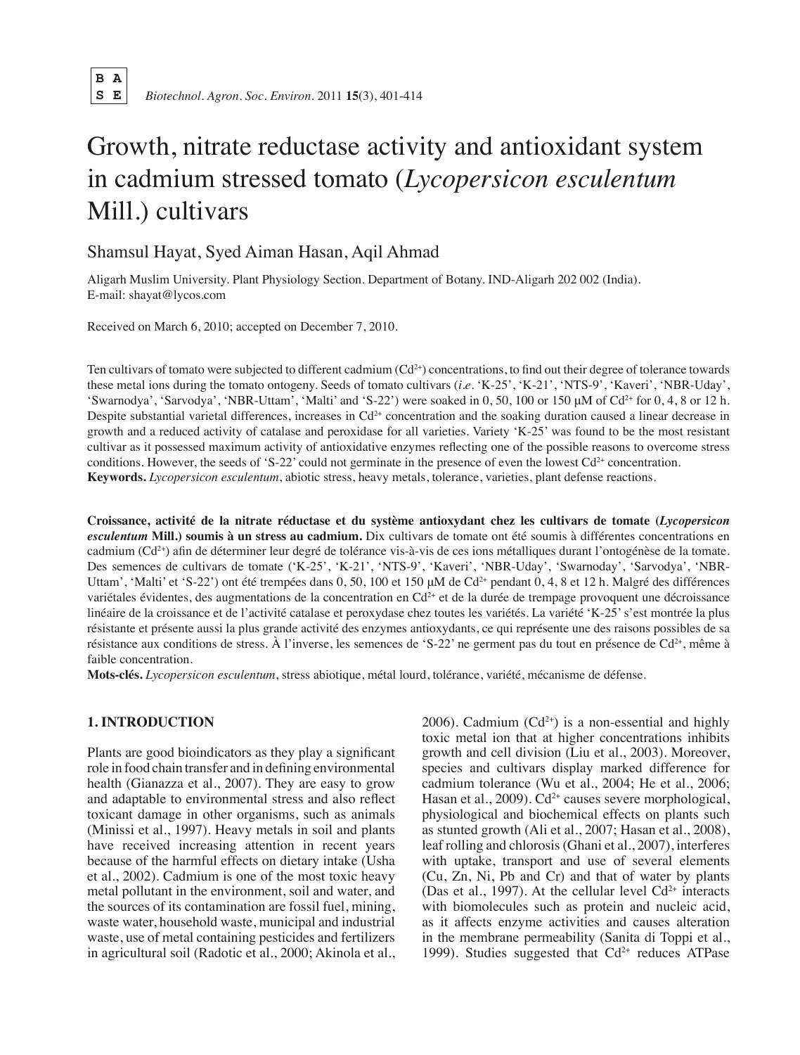# Growth, nitrate reductase activity and antioxidant system in cadmium stressed tomato (*Lycopersicon esculentum* Mill.) cultivars

Shamsul Hayat, Syed Aiman Hasan, Aqil Ahmad

Aligarh Muslim University. Plant Physiology Section. Department of Botany. IND-Aligarh 202 002 (India).
E-mail: shayat@lycos.com

Received on March 6, 2010; accepted on December 7, 2010.

Ten cultivars of tomato were subjected to different cadmium ($Cd^{2+}$) concentrations, to find out their degree of tolerance towards these metal ions during the tomato ontogeny. Seeds of tomato cultivars (*i.e.* 'K-25', 'K-21', 'NTS-9', 'Kaveri', 'NBR-Uday', 'Swarnodya', 'Sarvodya', 'NBR-Uttam', 'Malti' and 'S-22') were soaked in 0, 50, 100 or 150 µM of $Cd^{2+}$ for 0, 4, 8 or 12 h. Despite substantial varietal differences, increases in $Cd^{2+}$ concentration and the soaking duration caused a linear decrease in growth and a reduced activity of catalase and peroxidase for all varieties. Variety 'K-25' was found to be the most resistant cultivar as it possessed maximum activity of antioxidative enzymes reflecting one of the possible reasons to overcome stress conditions. However, the seeds of 'S-22' could not germinate in the presence of even the lowest $Cd^{2+}$ concentration.

**Keywords.** *Lycopersicon esculentum*, abiotic stress, heavy metals, tolerance, varieties, plant defense reactions.

**Croissance, activité de la nitrate réductase et du système antioxydant chez les cultivars de tomate (*Lycopersicon esculentum* Mill.) soumis à un stress au cadmium.** Dix cultivars de tomate ont été soumis à différentes concentrations en cadmium ($Cd^{2+}$) afin de déterminer leur degré de tolérance vis-à-vis de ces ions métalliques durant l'ontogénèse de la tomate. Des semences de cultivars de tomate ('K-25', 'K-21', 'NTS-9', 'Kaveri', 'NBR-Uday', 'Swarnoday', 'Sarvodya', 'NBR-Uttam', 'Malti' et 'S-22') ont été trempées dans 0, 50, 100 et 150 µM de $Cd^{2+}$ pendant 0, 4, 8 et 12 h. Malgré des différences variétales évidentes, des augmentations de la concentration en $Cd^{2+}$ et de la durée de trempage provoquent une décroissance linéaire de la croissance et de l'activité catalase et peroxydase chez toutes les variétés. La variété 'K-25' s'est montrée la plus résistante et présente aussi la plus grande activité des enzymes antioxydants, ce qui représente une des raisons possibles de sa résistance aux conditions de stress. À l'inverse, les semences de 'S-22' ne germent pas du tout en présence de $Cd^{2+}$, même à faible concentration.

**Mots-clés.** *Lycopersicon esculentum*, stress abiotique, métal lourd, tolérance, variété, mécanisme de défense.

## 1. INTRODUCTION

Plants are good bioindicators as they play a significant role in food chain transfer and in defining environmental health (Gianazza et al., 2007). They are easy to grow and adaptable to environmental stress and also reflect toxicant damage in other organisms, such as animals (Minissi et al., 1997). Heavy metals in soil and plants have received increasing attention in recent years because of the harmful effects on dietary intake (Usha et al., 2002). Cadmium is one of the most toxic heavy metal pollutant in the environment, soil and water, and the sources of its contamination are fossil fuel, mining, waste water, household waste, municipal and industrial waste, use of metal containing pesticides and fertilizers in agricultural soil (Radotic et al., 2000; Akinola et al., 2006). Cadmium ($Cd^{2+}$) is a non-essential and highly toxic metal ion that at higher concentrations inhibits growth and cell division (Liu et al., 2003). Moreover, species and cultivars display marked difference for cadmium tolerance (Wu et al., 2004; He et al., 2006; Hasan et al., 2009). $Cd^{2+}$ causes severe morphological, physiological and biochemical effects on plants such as stunted growth (Ali et al., 2007; Hasan et al., 2008), leaf rolling and chlorosis (Ghani et al., 2007), interferes with uptake, transport and use of several elements (Cu, Zn, Ni, Pb and Cr) and that of water by plants (Das et al., 1997). At the cellular level $Cd^{2+}$ interacts with biomolecules such as protein and nucleic acid, as it affects enzyme activities and causes alteration in the membrane permeability (Sanita di Toppi et al., 1999). Studies suggested that $Cd^{2+}$ reduces ATPase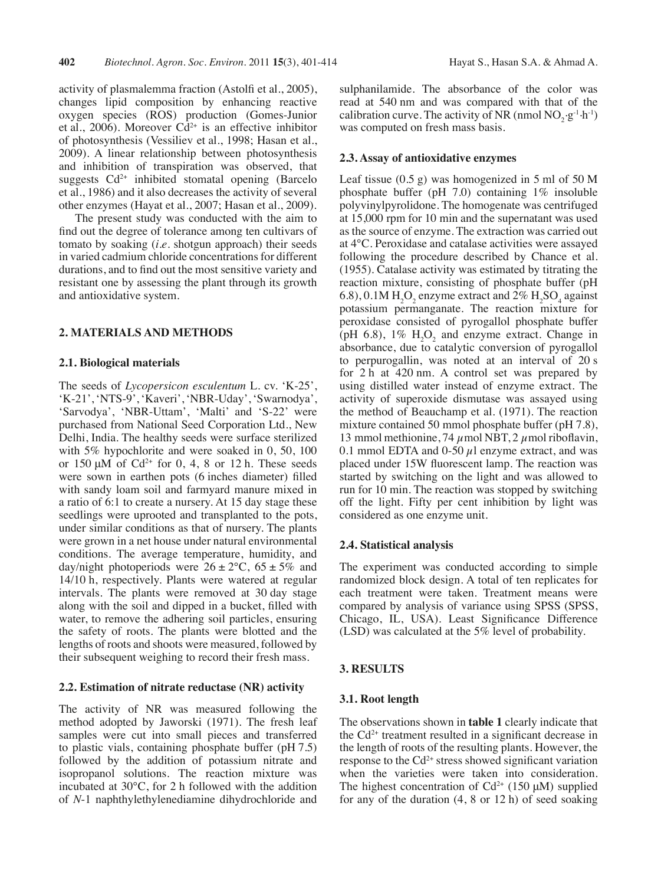activity of plasmalemma fraction (Astolfi et al., 2005), changes lipid composition by enhancing reactive oxygen species (ROS) production (Gomes-Junior et al., 2006). Moreover $Cd^{2+}$ is an effective inhibitor of photosynthesis (Vessiliev et al., 1998; Hasan et al., 2009). A linear relationship between photosynthesis and inhibition of transpiration was observed, that suggests $Cd^{2+}$ inhibited stomatal opening (Barcelo et al., 1986) and it also decreases the activity of several other enzymes (Hayat et al., 2007; Hasan et al., 2009).

The present study was conducted with the aim to find out the degree of tolerance among ten cultivars of tomato by soaking (*i.e.* shotgun approach) their seeds in varied cadmium chloride concentrations for different durations, and to find out the most sensitive variety and resistant one by assessing the plant through its growth and antioxidative system.

## 2. MATERIALS AND METHODS

### 2.1. Biological materials

The seeds of *Lycopersicon esculentum* L. cv. 'K-25', 'K-21', 'NTS-9', 'Kaveri', 'NBR-Uday', 'Swarnodya', 'Sarvodya', 'NBR-Uttam', 'Malti' and 'S-22' were purchased from National Seed Corporation Ltd., New Delhi, India. The healthy seeds were surface sterilized with 5% hypochlorite and were soaked in 0, 50, 100 or 150 µM of $Cd^{2+}$ for 0, 4, 8 or 12 h. These seeds were sown in earthen pots (6 inches diameter) filled with sandy loam soil and farmyard manure mixed in a ratio of 6:1 to create a nursery. At 15 day stage these seedlings were uprooted and transplanted to the pots, under similar conditions as that of nursery. The plants were grown in a net house under natural environmental conditions. The average temperature, humidity, and day/night photoperiods were $26 \pm 2$°C, $65 \pm 5$% and 14/10 h, respectively. Plants were watered at regular intervals. The plants were removed at 30 day stage along with the soil and dipped in a bucket, filled with water, to remove the adhering soil particles, ensuring the safety of roots. The plants were blotted and the lengths of roots and shoots were measured, followed by their subsequent weighing to record their fresh mass.

### 2.2. Estimation of nitrate reductase (NR) activity

The activity of NR was measured following the method adopted by Jaworski (1971). The fresh leaf samples were cut into small pieces and transferred to plastic vials, containing phosphate buffer (pH 7.5) followed by the addition of potassium nitrate and isopropanol solutions. The reaction mixture was incubated at 30°C, for 2 h followed with the addition of *N*-1 naphthylethylenediamine dihydrochloride and sulphanilamide. The absorbance of the color was read at 540 nm and was compared with that of the calibration curve. The activity of NR (nmol $NO_2 \cdot g^{-1} \cdot h^{-1}$) was computed on fresh mass basis.

### 2.3. Assay of antioxidative enzymes

Leaf tissue (0.5 g) was homogenized in 5 ml of 50 M phosphate buffer (pH 7.0) containing 1% insoluble polyvinylpyrolidone. The homogenate was centrifuged at 15,000 rpm for 10 min and the supernatant was used as the source of enzyme. The extraction was carried out at 4°C. Peroxidase and catalase activities were assayed following the procedure described by Chance et al. (1955). Catalase activity was estimated by titrating the reaction mixture, consisting of phosphate buffer (pH 6.8), 0.1M $H_2O_2$ enzyme extract and 2% $H_2SO_4$ against potassium permanganate. The reaction mixture for peroxidase consisted of pyrogallol phosphate buffer (pH 6.8), 1% $H_2O_2$ and enzyme extract. Change in absorbance, due to catalytic conversion of pyrogallol to perpurogallin, was noted at an interval of 20 s for 2 h at 420 nm. A control set was prepared by using distilled water instead of enzyme extract. The activity of superoxide dismutase was assayed using the method of Beauchamp et al. (1971). The reaction mixture contained 50 mmol phosphate buffer (pH 7.8), 13 mmol methionine, 74 µmol NBT, 2 µmol riboflavin, 0.1 mmol EDTA and 0-50 µl enzyme extract, and was placed under 15W fluorescent lamp. The reaction was started by switching on the light and was allowed to run for 10 min. The reaction was stopped by switching off the light. Fifty per cent inhibition by light was considered as one enzyme unit.

### 2.4. Statistical analysis

The experiment was conducted according to simple randomized block design. A total of ten replicates for each treatment were taken. Treatment means were compared by analysis of variance using SPSS (SPSS, Chicago, IL, USA). Least Significance Difference (LSD) was calculated at the 5% level of probability.

## 3. RESULTS

### 3.1. Root length

The observations shown in **table 1** clearly indicate that the $Cd^{2+}$ treatment resulted in a significant decrease in the length of roots of the resulting plants. However, the response to the $Cd^{2+}$ stress showed significant variation when the varieties were taken into consideration. The highest concentration of $Cd^{2+}$ (150 µM) supplied for any of the duration (4, 8 or 12 h) of seed soaking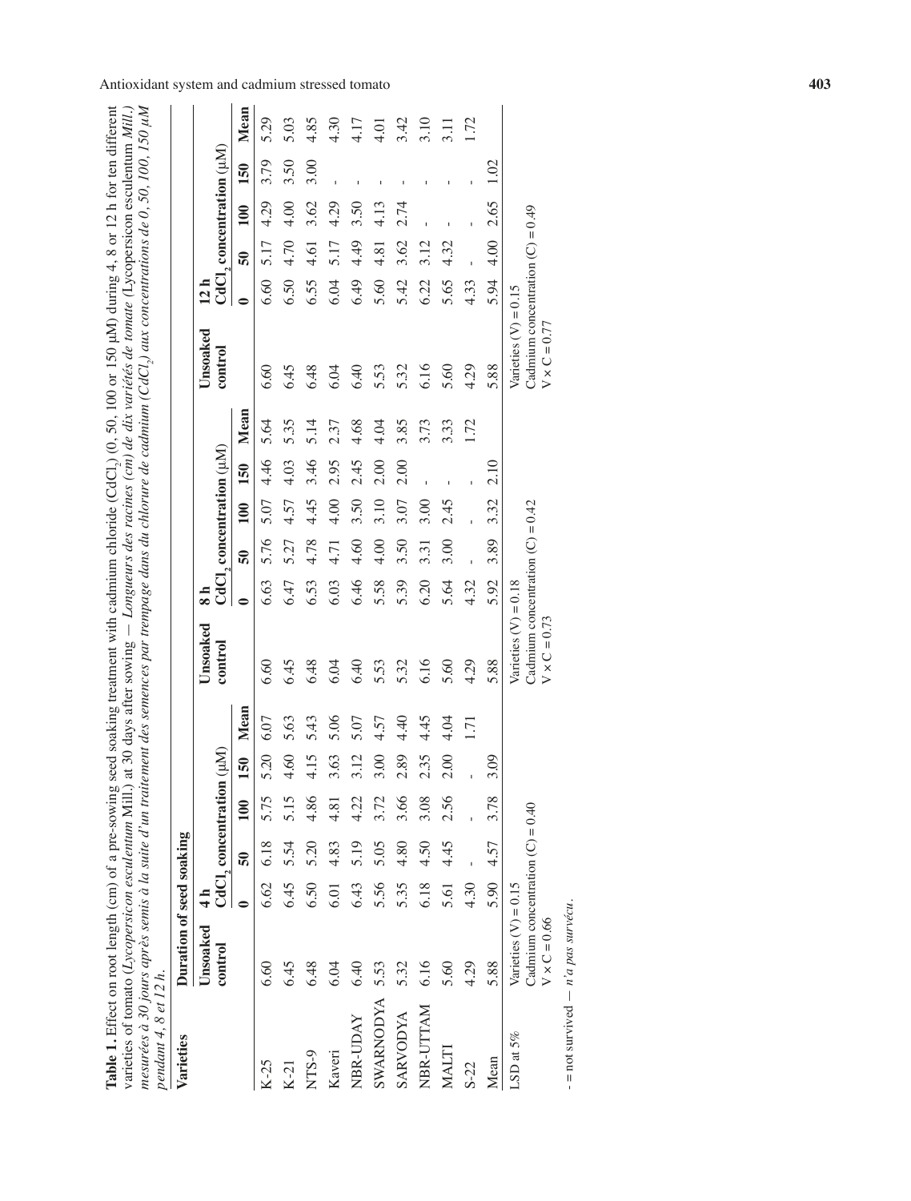**Table 1.** Effect on root length (cm) of a pre-sowing seed soaking treatment with cadmium chloride ($CdCl_2$) (0, 50, 100 or 150 µM) during 4, 8 or 12 h for ten different varieties of tomato (*Lycopersicon esculentum* Mill.) at 30 days after sowing — *Longueurs des racines (cm) de dix variétés de tomate (*Lycopersicon esculentum *Mill.) mesurées à 30 jours après semis à la suite d'un traitement des semences par trempage dans du chlorure de cadmium (*$CdCl_2$*) aux concentrations de 0, 50, 100, 150 µM pendant 4, 8 et 12 h.*

| Varieties | Duration of seed soaking | | | | | | | | | | | | | | | | | |
|---|---|---|---|---|---|---|---|---|---|---|---|---|---|---|---|---|---|---|
| | Unsoaked control | 4 h $CdCl_2$ concentration (µM) | | | | | Unsoaked control | 8 h $CdCl_2$ concentration (µM) | | | | | Unsoaked control | 12 h $CdCl_2$ concentration (µM) | | | | |
| | | 0 | 50 | 100 | 150 | Mean | | 0 | 50 | 100 | 150 | Mean | | 0 | 50 | 100 | 150 | Mean |
| K-25 | 6.60 | 6.62 | 6.18 | 5.75 | 5.20 | 6.07 | 6.60 | 6.63 | 5.76 | 5.07 | 4.46 | 5.64 | 6.60 | 6.60 | 5.17 | 4.29 | 3.79 | 5.29 |
| K-21 | 6.45 | 6.45 | 5.54 | 5.15 | 4.60 | 5.63 | 6.45 | 6.47 | 5.27 | 4.57 | 4.03 | 5.35 | 6.45 | 6.50 | 4.70 | 4.00 | 3.50 | 5.03 |
| NTS-9 | 6.48 | 6.50 | 5.20 | 4.86 | 4.15 | 5.43 | 6.48 | 6.53 | 4.78 | 4.45 | 3.46 | 5.14 | 6.48 | 6.55 | 4.61 | 3.62 | 3.00 | 4.85 |
| Kaveri | 6.04 | 6.01 | 4.83 | 4.81 | 3.63 | 5.06 | 6.04 | 6.03 | 4.71 | 4.00 | 2.95 | 2.37 | 6.04 | 6.04 | 5.17 | 4.29 | - | 4.30 |
| NBR-UDAY | 6.40 | 6.43 | 5.19 | 4.22 | 3.12 | 5.07 | 6.40 | 6.46 | 4.60 | 3.50 | 2.45 | 4.68 | 6.40 | 6.49 | 4.49 | 3.50 | - | 4.17 |
| SWARNODYA | 5.53 | 5.56 | 5.05 | 3.72 | 3.00 | 4.57 | 5.53 | 5.58 | 4.00 | 3.10 | 2.00 | 4.04 | 5.53 | 5.60 | 4.81 | 4.13 | - | 4.01 |
| SARVODYA | 5.32 | 5.35 | 4.80 | 3.66 | 2.89 | 4.40 | 5.32 | 5.39 | 3.50 | 3.07 | 2.00 | 3.85 | 5.32 | 5.42 | 3.62 | 2.74 | - | 3.42 |
| NBR-UTTAM | 6.16 | 6.18 | 4.50 | 3.08 | 2.35 | 4.45 | 6.16 | 6.20 | 3.31 | 3.00 | - | 3.73 | 6.16 | 6.22 | 3.12 | - | - | 3.10 |
| MALTI | 5.60 | 5.61 | 4.45 | 2.56 | 2.00 | 4.04 | 5.60 | 5.64 | 3.00 | 2.45 | - | 3.33 | 5.60 | 5.65 | 4.32 | - | - | 3.11 |
| S-22 | 4.29 | 4.30 | - | - | - | 1.71 | 4.29 | 4.32 | - | - | - | 1.72 | 4.29 | 4.33 | - | - | - | 1.72 |
| Mean | 5.88 | 5.90 | 4.57 | 3.78 | 3.09 | | 5.88 | 5.92 | 3.89 | 3.32 | 2.10 | | 5.88 | 5.94 | 4.00 | 2.65 | 1.02 | |
| LSD at 5% | Varieties (V) = 0.15; Cadmium concentration (C) = 0.40; V × C = 0.66 | | | | | | Varieties (V) = 0.18; Cadmium concentration (C) = 0.42; V × C = 0.73 | | | | | | Varieties (V) = 0.15; Cadmium concentration (C) = 0.49; V × C = 0.77 | | | | | |

- = not survived — *n'a pas survécu.*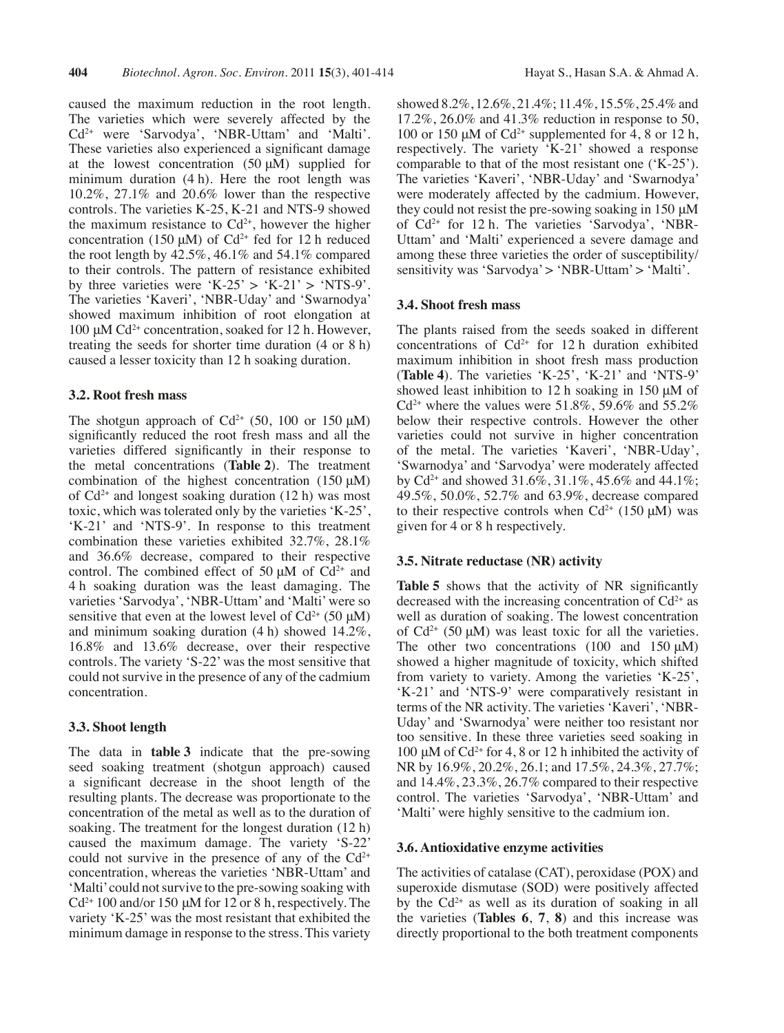caused the maximum reduction in the root length. The varieties which were severely affected by the $Cd^{2+}$ were 'Sarvodya', 'NBR-Uttam' and 'Malti'. These varieties also experienced a significant damage at the lowest concentration (50 µM) supplied for minimum duration (4 h). Here the root length was 10.2%, 27.1% and 20.6% lower than the respective controls. The varieties K-25, K-21 and NTS-9 showed the maximum resistance to $Cd^{2+}$, however the higher concentration (150 µM) of $Cd^{2+}$ fed for 12 h reduced the root length by 42.5%, 46.1% and 54.1% compared to their controls. The pattern of resistance exhibited by three varieties were 'K-25' > 'K-21' > 'NTS-9'. The varieties 'Kaveri', 'NBR-Uday' and 'Swarnodya' showed maximum inhibition of root elongation at 100 µM $Cd^{2+}$ concentration, soaked for 12 h. However, treating the seeds for shorter time duration (4 or 8 h) caused a lesser toxicity than 12 h soaking duration.

### 3.2. Root fresh mass

The shotgun approach of $Cd^{2+}$ (50, 100 or 150 µM) significantly reduced the root fresh mass and all the varieties differed significantly in their response to the metal concentrations (**Table 2**). The treatment combination of the highest concentration (150 µM) of $Cd^{2+}$ and longest soaking duration (12 h) was most toxic, which was tolerated only by the varieties 'K-25', 'K-21' and 'NTS-9'. In response to this treatment combination these varieties exhibited 32.7%, 28.1% and 36.6% decrease, compared to their respective control. The combined effect of 50 µM of $Cd^{2+}$ and 4 h soaking duration was the least damaging. The varieties 'Sarvodya', 'NBR-Uttam' and 'Malti' were so sensitive that even at the lowest level of $Cd^{2+}$ (50 µM) and minimum soaking duration (4 h) showed 14.2%, 16.8% and 13.6% decrease, over their respective controls. The variety 'S-22' was the most sensitive that could not survive in the presence of any of the cadmium concentration.

### 3.3. Shoot length

The data in **table 3** indicate that the pre-sowing seed soaking treatment (shotgun approach) caused a significant decrease in the shoot length of the resulting plants. The decrease was proportionate to the concentration of the metal as well as to the duration of soaking. The treatment for the longest duration (12 h) caused the maximum damage. The variety 'S-22' could not survive in the presence of any of the $Cd^{2+}$ concentration, whereas the varieties 'NBR-Uttam' and 'Malti' could not survive to the pre-sowing soaking with $Cd^{2+}$ 100 and/or 150 µM for 12 or 8 h, respectively. The variety 'K-25' was the most resistant that exhibited the minimum damage in response to the stress. This variety showed 8.2%, 12.6%, 21.4%; 11.4%, 15.5%, 25.4% and 17.2%, 26.0% and 41.3% reduction in response to 50, 100 or 150 µM of $Cd^{2+}$ supplemented for 4, 8 or 12 h, respectively. The variety 'K-21' showed a response comparable to that of the most resistant one ('K-25'). The varieties 'Kaveri', 'NBR-Uday' and 'Swarnodya' were moderately affected by the cadmium. However, they could not resist the pre-sowing soaking in 150 µM of $Cd^{2+}$ for 12 h. The varieties 'Sarvodya', 'NBR-Uttam' and 'Malti' experienced a severe damage and among these three varieties the order of susceptibility/sensitivity was 'Sarvodya' > 'NBR-Uttam' > 'Malti'.

### 3.4. Shoot fresh mass

The plants raised from the seeds soaked in different concentrations of $Cd^{2+}$ for 12 h duration exhibited maximum inhibition in shoot fresh mass production (**Table 4**). The varieties 'K-25', 'K-21' and 'NTS-9' showed least inhibition to 12 h soaking in 150 µM of $Cd^{2+}$ where the values were 51.8%, 59.6% and 55.2% below their respective controls. However the other varieties could not survive in higher concentration of the metal. The varieties 'Kaveri', 'NBR-Uday', 'Swarnodya' and 'Sarvodya' were moderately affected by $Cd^{2+}$ and showed 31.6%, 31.1%, 45.6% and 44.1%; 49.5%, 50.0%, 52.7% and 63.9%, decrease compared to their respective controls when $Cd^{2+}$ (150 µM) was given for 4 or 8 h respectively.

### 3.5. Nitrate reductase (NR) activity

**Table 5** shows that the activity of NR significantly decreased with the increasing concentration of $Cd^{2+}$ as well as duration of soaking. The lowest concentration of $Cd^{2+}$ (50 µM) was least toxic for all the varieties. The other two concentrations (100 and 150 µM) showed a higher magnitude of toxicity, which shifted from variety to variety. Among the varieties 'K-25', 'K-21' and 'NTS-9' were comparatively resistant in terms of the NR activity. The varieties 'Kaveri', 'NBR-Uday' and 'Swarnodya' were neither too resistant nor too sensitive. In these three varieties seed soaking in 100 µM of $Cd^{2+}$ for 4, 8 or 12 h inhibited the activity of NR by 16.9%, 20.2%, 26.1; and 17.5%, 24.3%, 27.7%; and 14.4%, 23.3%, 26.7% compared to their respective control. The varieties 'Sarvodya', 'NBR-Uttam' and 'Malti' were highly sensitive to the cadmium ion.

### 3.6. Antioxidative enzyme activities

The activities of catalase (CAT), peroxidase (POX) and superoxide dismutase (SOD) were positively affected by the $Cd^{2+}$ as well as its duration of soaking in all the varieties (**Tables 6**, **7**, **8**) and this increase was directly proportional to the both treatment components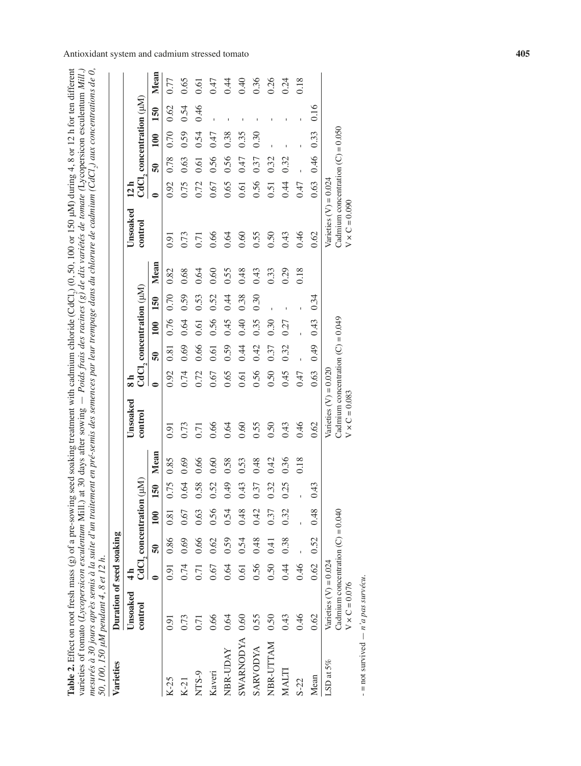**Table 2.** Effect on root fresh mass (g) of a pre-sowing seed soaking treatment with cadmium chloride ($CdCl_2$) (0, 50, 100 or 150 µM) during 4, 8 or 12 h for ten different varieties of tomato (*Lycopersicon esculentum* Mill.) at 30 days after sowing — *Poids frais des racines (g) de dix variétés de tomate (*Lycopersicon esculentum *Mill.) mesurés à 30 jours après semis à la suite d'un traitement en pré-semis des semences par leur trempage dans du chlorure de cadmium ($CdCl_2$) aux concentrations de 0, 50, 100, 150 µM pendant 4, 8 et 12 h.*

| Varieties | Duration of seed soaking | | | | | | | | | | | | | | | | | | |
|---|---|---|---|---|---|---|---|---|---|---|---|---|---|---|---|---|---|---|---|
| | Unsoaked control | 4 h $CdCl_2$ concentration (µM) | | | | | Unsoaked control | 8 h $CdCl_2$ concentration (µM) | | | | | Unsoaked control | 12 h $CdCl_2$ concentration (µM) | | | | | |
| | | 0 | 50 | 100 | 150 | Mean | | 0 | 50 | 100 | 150 | Mean | | 0 | 50 | 100 | 150 | Mean |
| K-25 | 0.91 | 0.91 | 0.86 | 0.81 | 0.75 | 0.85 | 0.91 | 0.92 | 0.81 | 0.76 | 0.70 | 0.82 | 0.91 | 0.92 | 0.78 | 0.70 | 0.62 | 0.77 |
| K-21 | 0.73 | 0.74 | 0.69 | 0.67 | 0.64 | 0.69 | 0.73 | 0.74 | 0.69 | 0.64 | 0.59 | 0.68 | 0.73 | 0.75 | 0.63 | 0.59 | 0.54 | 0.65 |
| NTS-9 | 0.71 | 0.71 | 0.66 | 0.63 | 0.58 | 0.66 | 0.71 | 0.72 | 0.66 | 0.61 | 0.53 | 0.64 | 0.71 | 0.72 | 0.61 | 0.54 | 0.46 | 0.61 |
| Kaveri | 0.66 | 0.67 | 0.62 | 0.56 | 0.52 | 0.60 | 0.66 | 0.67 | 0.61 | 0.56 | 0.52 | 0.60 | 0.66 | 0.67 | 0.56 | 0.47 | - | 0.47 |
| NBR-UDAY | 0.64 | 0.64 | 0.59 | 0.54 | 0.49 | 0.58 | 0.64 | 0.65 | 0.59 | 0.45 | 0.44 | 0.55 | 0.64 | 0.65 | 0.56 | 0.38 | - | 0.44 |
| SWARNODYA | 0.60 | 0.61 | 0.54 | 0.48 | 0.43 | 0.53 | 0.60 | 0.61 | 0.44 | 0.40 | 0.38 | 0.48 | 0.60 | 0.61 | 0.47 | 0.35 | - | 0.40 |
| SARVODYA | 0.55 | 0.56 | 0.48 | 0.42 | 0.37 | 0.48 | 0.55 | 0.56 | 0.42 | 0.35 | 0.30 | 0.43 | 0.55 | 0.56 | 0.37 | 0.30 | - | 0.36 |
| NBR-UTTAM | 0.50 | 0.50 | 0.41 | 0.37 | 0.32 | 0.42 | 0.50 | 0.50 | 0.37 | 0.30 | - | 0.33 | 0.50 | 0.51 | 0.32 | - | - | 0.26 |
| MALTI | 0.43 | 0.44 | 0.38 | 0.32 | 0.25 | 0.36 | 0.43 | 0.45 | 0.32 | 0.27 | - | 0.29 | 0.43 | 0.44 | 0.32 | - | - | 0.24 |
| S-22 | 0.46 | 0.46 | - | - | - | 0.18 | 0.46 | 0.47 | - | - | - | 0.18 | 0.46 | 0.47 | - | - | - | 0.18 |
| Mean | 0.62 | 0.62 | 0.52 | 0.48 | 0.43 | | 0.62 | 0.63 | 0.49 | 0.43 | 0.34 | | 0.62 | 0.63 | 0.46 | 0.33 | 0.16 | |
| LSD at 5% | Varieties (V) = 0.024; Cadmium concentration (C) = 0.040; V × C = 0.076 | | | | | | Varieties (V) = 0.020; Cadmium concentration (C) = 0.049; V × C = 0.083 | | | | | | Varieties (V) = 0.024; Cadmium concentration (C) = 0.050; V × C = 0.090 | | | | | |

- = not survived — *n'a pas survécu.*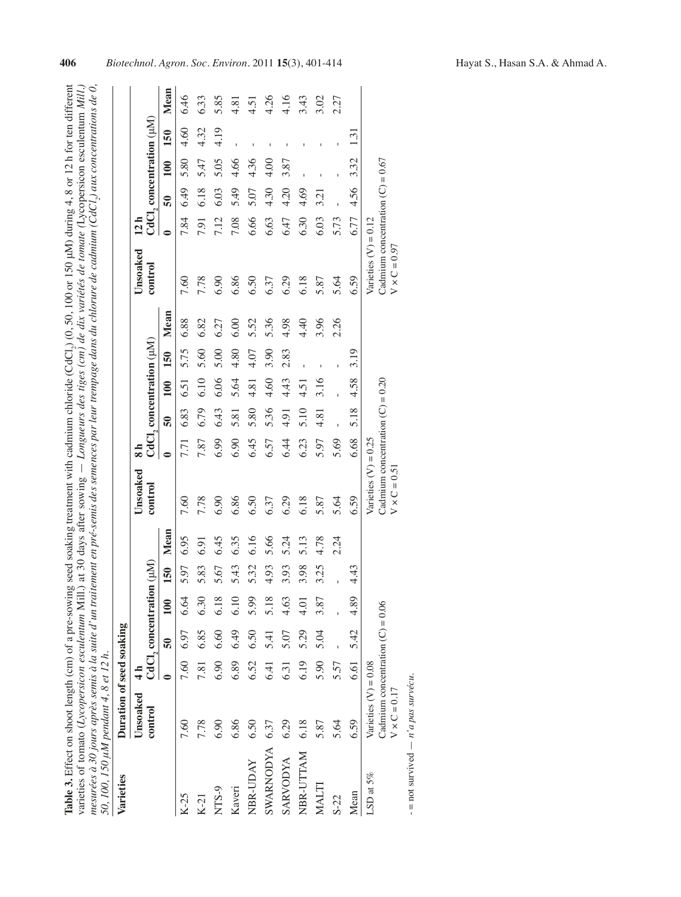**Table 3.** Effect on shoot length (cm) of a pre-sowing seed soaking treatment with cadmium chloride ($CdCl_2$) (0, 50, 100 or 150 µM) during 4, 8 or 12 h for ten different varieties of tomato (*Lycopersicon esculentum* Mill.) at 30 days after sowing — *Longueurs des tiges (cm) de dix variétés de tomate (*Lycopersicon esculentum *Mill.) mesurées à 30 jours après semis à la suite d'un traitement en pré-semis des semences par leur trempage dans du chlorure de cadmium ($CdCl_2$) aux concentrations de 0, 50, 100, 150 µM pendant 4, 8 et 12 h.*

| Varieties | Duration of seed soaking | | | | | | | | | | | | | | | | | |
|---|---|---|---|---|---|---|---|---|---|---|---|---|---|---|---|---|---|---|
| | Unsoaked control | 4 h $CdCl_2$ concentration (µM) | | | | | Unsoaked control | 8 h $CdCl_2$ concentration (µM) | | | | | Unsoaked control | 12 h $CdCl_2$ concentration (µM) | | | | |
| | | 0 | 50 | 100 | 150 | Mean | | 0 | 50 | 100 | 150 | Mean | | 0 | 50 | 100 | 150 | Mean |
| K-25 | 7.60 | 7.60 | 6.97 | 6.64 | 5.97 | 6.95 | 7.60 | 7.71 | 6.83 | 6.51 | 5.75 | 6.88 | 7.60 | 7.84 | 6.49 | 5.80 | 4.60 | 6.46 |
| K-21 | 7.78 | 7.81 | 6.85 | 6.30 | 5.83 | 6.91 | 7.78 | 7.87 | 6.79 | 6.10 | 5.60 | 6.82 | 7.78 | 7.91 | 6.18 | 5.47 | 4.32 | 6.33 |
| NTS-9 | 6.90 | 6.90 | 6.60 | 6.18 | 5.67 | 6.45 | 6.90 | 6.99 | 6.43 | 6.06 | 5.00 | 6.27 | 6.90 | 7.12 | 6.03 | 5.05 | 4.19 | 5.85 |
| Kaveri | 6.86 | 6.89 | 6.49 | 6.10 | 5.43 | 6.35 | 6.86 | 6.90 | 5.81 | 5.64 | 4.80 | 6.00 | 6.86 | 7.08 | 5.49 | 4.66 | - | 4.81 |
| NBR-UDAY | 6.50 | 6.52 | 6.50 | 5.99 | 5.32 | 6.16 | 6.50 | 6.45 | 5.80 | 4.81 | 4.07 | 5.52 | 6.50 | 6.66 | 5.07 | 4.36 | - | 4.51 |
| SWARNODYA | 6.37 | 6.41 | 5.41 | 5.18 | 4.93 | 5.66 | 6.37 | 6.57 | 5.36 | 4.60 | 3.90 | 5.36 | 6.37 | 6.63 | 4.30 | 4.00 | - | 4.26 |
| SARVODYA | 6.29 | 6.31 | 5.07 | 4.63 | 3.93 | 5.24 | 6.29 | 6.44 | 4.91 | 4.43 | 2.83 | 4.98 | 6.29 | 6.47 | 4.20 | 3.87 | - | 4.16 |
| NBR-UTTAM | 6.18 | 6.19 | 5.29 | 4.01 | 3.98 | 5.13 | 6.18 | 6.23 | 5.10 | 4.51 | - | 4.40 | 6.18 | 6.30 | 4.69 | - | - | 3.43 |
| MALTI | 5.87 | 5.90 | 5.04 | 3.87 | 3.25 | 4.78 | 5.87 | 5.97 | 4.81 | 3.16 | - | 3.96 | 5.87 | 6.03 | 3.21 | - | - | 3.02 |
| S-22 | 5.64 | 5.57 | - | - | - | 2.24 | 5.64 | 5.69 | - | - | - | 2.26 | 5.64 | 5.73 | - | - | - | 2.27 |
| Mean | 6.59 | 6.61 | 5.42 | 4.89 | 4.43 | | 6.59 | 6.68 | 5.18 | 4.58 | 3.19 | | 6.59 | 6.77 | 4.56 | 3.32 | 1.31 | |
| LSD at 5% | Varieties (V) = 0.08; Cadmium concentration (C) = 0.06; V × C = 0.17 | | | | | | Varieties (V) = 0.25; Cadmium concentration (C) = 0.20; V × C = 0.51 | | | | | | Varieties (V) = 0.12; Cadmium concentration (C) = 0.67; V × C = 0.97 | | | | | |

- = not survived — *n'a pas survécu.*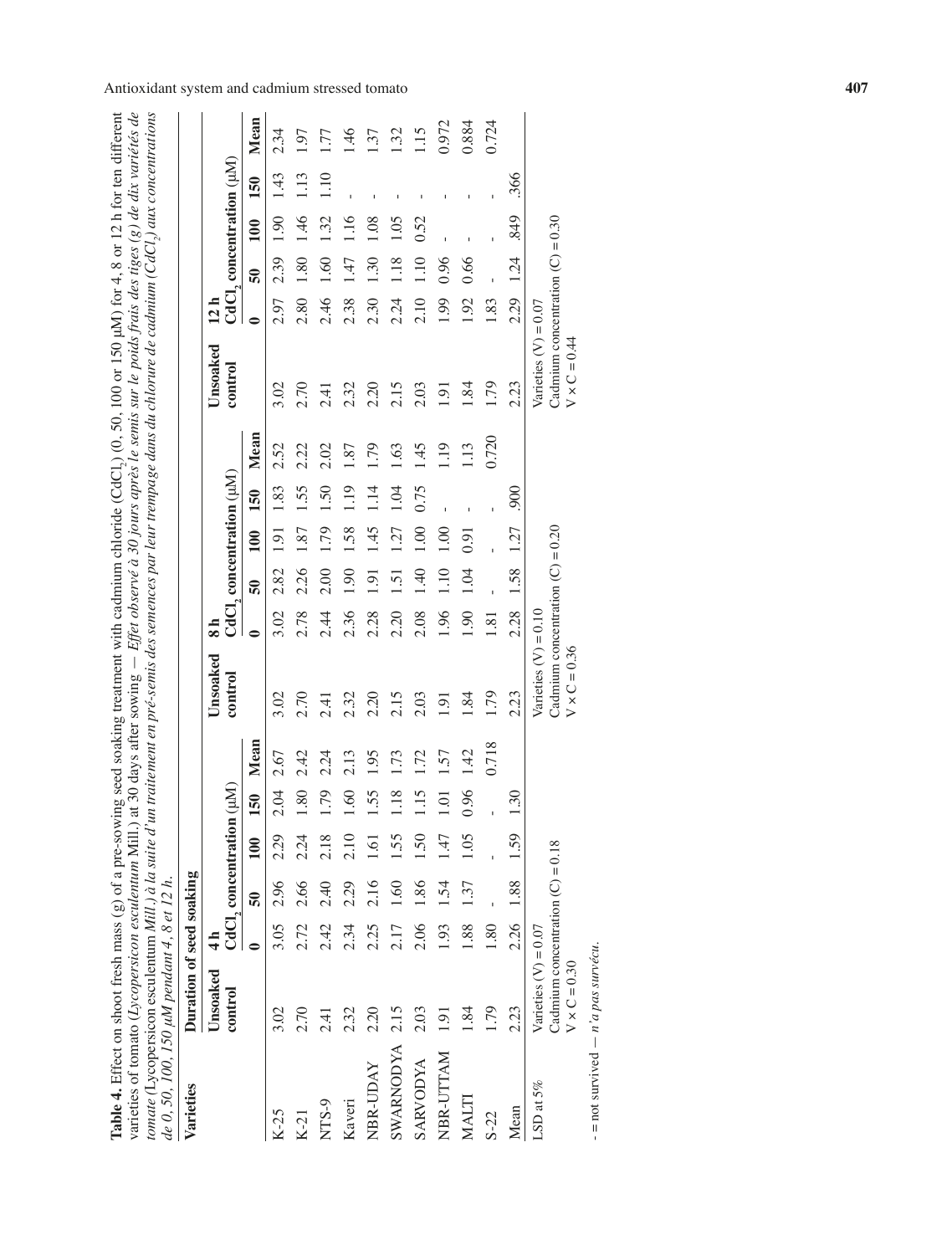**Table 4.** Effect on shoot fresh mass (g) of a pre-sowing seed soaking treatment with cadmium chloride ($CdCl_2$) (0, 50, 100 or 150 μM) for 4, 8 or 12 h for ten different varieties of tomato (*Lycopersicon esculentum* Mill.) at 30 days after sowing — *Effet observé à 30 jours après le semis sur le poids frais des tiges (g) de dix variétés de tomate (*Lycopersicon esculentum *Mill.) à la suite d'un traitement en pré-semis des semences par leur trempage dans du chlorure de cadmium ($CdCl_2$) aux concentrations de 0, 50, 100, 150 μM pendant 4, 8 et 12 h.*

| Varieties | Duration of seed soaking | | | | | | | | | | | | | | | | | |
|---|---|---|---|---|---|---|---|---|---|---|---|---|---|---|---|---|---|---|
| | Unsoaked control | 4 h $CdCl_2$ concentration (μM) | | | | | Unsoaked control | 8 h $CdCl_2$ concentration (μM) | | | | | Unsoaked control | 12 h $CdCl_2$ concentration (μM) | | | | |
| | | 0 | 50 | 100 | 150 | Mean | | 0 | 50 | 100 | 150 | Mean | | 0 | 50 | 100 | 150 | Mean |
| K-25 | 3.02 | 3.05 | 2.96 | 2.29 | 2.04 | 2.67 | 3.02 | 3.02 | 2.82 | 1.91 | 1.83 | 2.52 | 3.02 | 2.97 | 2.39 | 1.90 | 1.43 | 2.34 |
| K-21 | 2.70 | 2.72 | 2.66 | 2.24 | 1.80 | 2.42 | 2.70 | 2.78 | 2.26 | 1.87 | 1.55 | 2.22 | 2.70 | 2.80 | 1.80 | 1.46 | 1.13 | 1.97 |
| NTS-9 | 2.41 | 2.42 | 2.40 | 2.18 | 1.79 | 2.24 | 2.41 | 2.44 | 2.00 | 1.79 | 1.50 | 2.02 | 2.41 | 2.46 | 1.60 | 1.32 | 1.10 | 1.77 |
| Kaveri | 2.32 | 2.34 | 2.29 | 2.10 | 1.60 | 2.13 | 2.32 | 2.36 | 1.90 | 1.58 | 1.19 | 1.87 | 2.32 | 2.38 | 1.47 | 1.16 | - | 1.46 |
| NBR-UDAY | 2.20 | 2.25 | 2.16 | 1.61 | 1.55 | 1.95 | 2.20 | 2.28 | 1.91 | 1.45 | 1.14 | 1.79 | 2.20 | 2.30 | 1.30 | 1.08 | - | 1.37 |
| SWARNODYA | 2.15 | 2.17 | 1.60 | 1.55 | 1.18 | 1.73 | 2.15 | 2.20 | 1.51 | 1.27 | 1.04 | 1.63 | 2.15 | 2.24 | 1.18 | 1.05 | - | 1.32 |
| SARVODYA | 2.03 | 2.06 | 1.86 | 1.50 | 1.15 | 1.72 | 2.03 | 2.08 | 1.40 | 1.00 | 0.75 | 1.45 | 2.03 | 2.10 | 1.10 | 0.52 | - | 1.15 |
| NBR-UTTAM | 1.91 | 1.93 | 1.54 | 1.47 | 1.01 | 1.57 | 1.91 | 1.96 | 1.10 | 1.00 | - | 1.19 | 1.91 | 1.99 | 0.96 | - | - | 0.972 |
| MALTI | 1.84 | 1.88 | 1.37 | 1.05 | 0.96 | 1.42 | 1.84 | 1.90 | 1.04 | 0.91 | - | 1.13 | 1.84 | 1.92 | 0.66 | - | - | 0.884 |
| S-22 | 1.79 | 1.80 | - | - | - | 0.718 | 1.79 | 1.81 | - | - | - | 0.720 | 1.79 | 1.83 | - | - | - | 0.724 |
| Mean | 2.23 | 2.26 | 1.88 | 1.59 | 1.30 | | 2.23 | 2.28 | 1.58 | 1.27 | .900 | | 2.23 | 2.29 | 1.24 | .849 | .366 | |
| LSD at 5% | Varieties (V) = 0.07; Cadmium concentration (C) = 0.18; V × C = 0.30 | | | | | | Varieties (V) = 0.10; Cadmium concentration (C) = 0.20; V × C = 0.36 | | | | | | Varieties (V) = 0.07; Cadmium concentration (C) = 0.30; V × C = 0.44 | | | | | |

- = not survived — *n'a pas survécu.*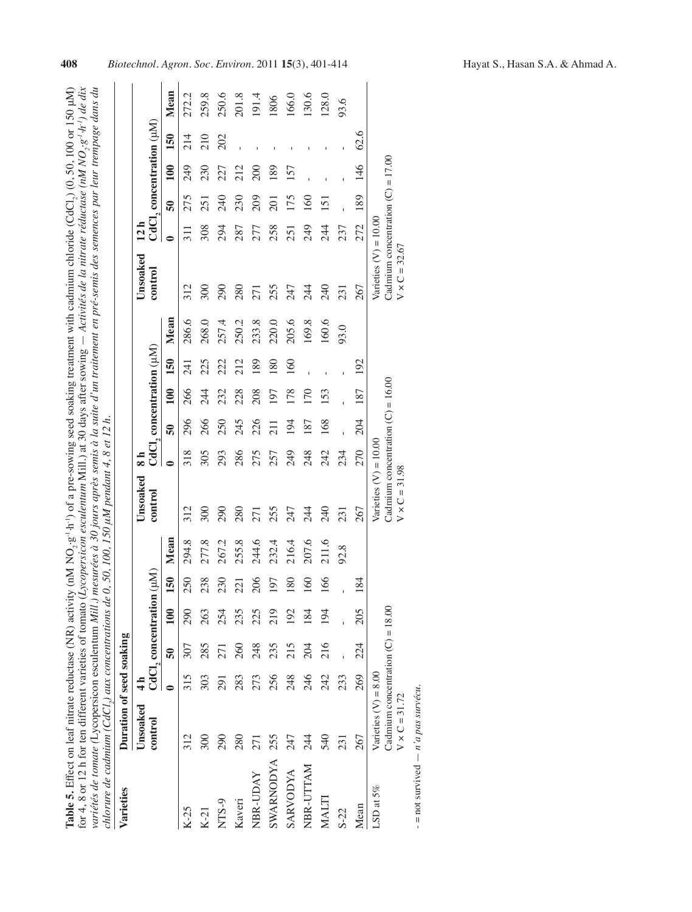**Table 5.** Effect on leaf nitrate reductase (NR) activity (nM $NO_2 \cdot g^{-1} \cdot h^{-1}$) of a pre-sowing seed soaking treatment with cadmium chloride ($CdCl_2$) (0, 50, 100 or 150 µM) for 4, 8 or 12 h for ten different varieties of tomato (*Lycopersicon esculentum* Mill.) at 30 days after sowing — *Activités de la nitrate réductase (nM $NO_2 \cdot g^{-1} \cdot h^{-1}$) de dix variétés de tomate (*Lycopersicon esculentum *Mill.) mesurées à 30 jours après semis à la suite d'un traitement en pré-semis des semences par leur trempage dans du chlorure de cadmium ($CdCl_2$) aux concentrations de 0, 50, 100, 150 µM pendant 4, 8 et 12 h.*

| Varieties | Duration of seed soaking | | | | | | | | | | | | | | | | | |
|---|---|---|---|---|---|---|---|---|---|---|---|---|---|---|---|---|---|---|
| | Unsoaked control | 4 h $CdCl_2$ concentration (µM) | | | | | Unsoaked control | 8 h $CdCl_2$ concentration (µM) | | | | | Unsoaked control | 12 h $CdCl_2$ concentration (µM) | | | | |
| | | 0 | 50 | 100 | 150 | Mean | | 0 | 50 | 100 | 150 | Mean | | 0 | 50 | 100 | 150 | Mean |
| K-25 | 312 | 315 | 307 | 290 | 250 | 294.8 | 312 | 318 | 296 | 266 | 241 | 286.6 | 312 | 311 | 275 | 249 | 214 | 272.2 |
| K-21 | 300 | 303 | 285 | 263 | 238 | 277.8 | 300 | 305 | 266 | 244 | 225 | 268.0 | 300 | 308 | 251 | 230 | 210 | 259.8 |
| NTS-9 | 290 | 291 | 271 | 254 | 230 | 267.2 | 290 | 293 | 250 | 232 | 222 | 257.4 | 290 | 294 | 240 | 227 | 202 | 250.6 |
| Kaveri | 280 | 283 | 260 | 235 | 221 | 255.8 | 280 | 286 | 245 | 228 | 212 | 250.2 | 280 | 287 | 230 | 212 | - | 201.8 |
| NBR-UDAY | 271 | 273 | 248 | 225 | 206 | 244.6 | 271 | 275 | 226 | 208 | 189 | 233.8 | 271 | 277 | 209 | 200 | - | 191.4 |
| SWARNODYA | 255 | 256 | 235 | 219 | 197 | 232.4 | 255 | 257 | 211 | 197 | 180 | 220.0 | 255 | 258 | 201 | 189 | - | 1806 |
| SARVODYA | 247 | 248 | 215 | 192 | 180 | 216.4 | 247 | 249 | 194 | 178 | 160 | 205.6 | 247 | 251 | 175 | 157 | - | 166.0 |
| NBR-UTTAM | 244 | 246 | 204 | 184 | 160 | 207.6 | 244 | 248 | 187 | 170 | - | 169.8 | 244 | 249 | 160 | - | - | 130.6 |
| MALTI | 540 | 242 | 216 | 194 | 166 | 211.6 | 240 | 242 | 168 | 153 | - | 160.6 | 240 | 244 | 151 | - | - | 128.0 |
| S-22 | 231 | 233 | - | - | - | 92.8 | 231 | 234 | - | - | - | 93.0 | 231 | 237 | - | - | - | 93.6 |
| Mean | 267 | 269 | 224 | 205 | 184 | | 267 | 270 | 204 | 187 | 192 | | 267 | 272 | 189 | 146 | 62.6 | |
| LSD at 5% | Varieties (V) = 8.00<br>Cadmium concentration (C) = 18.00<br>V × C = 31.72 | | | | | | Varieties (V) = 10.00<br>Cadmium concentration (C) = 16.00<br>V × C = 31.98 | | | | | | Varieties (V) = 10.00<br>Cadmium concentration (C) = 17.00<br>V × C = 32.67 | | | | | |

- = not survived — *n'a pas survécu.*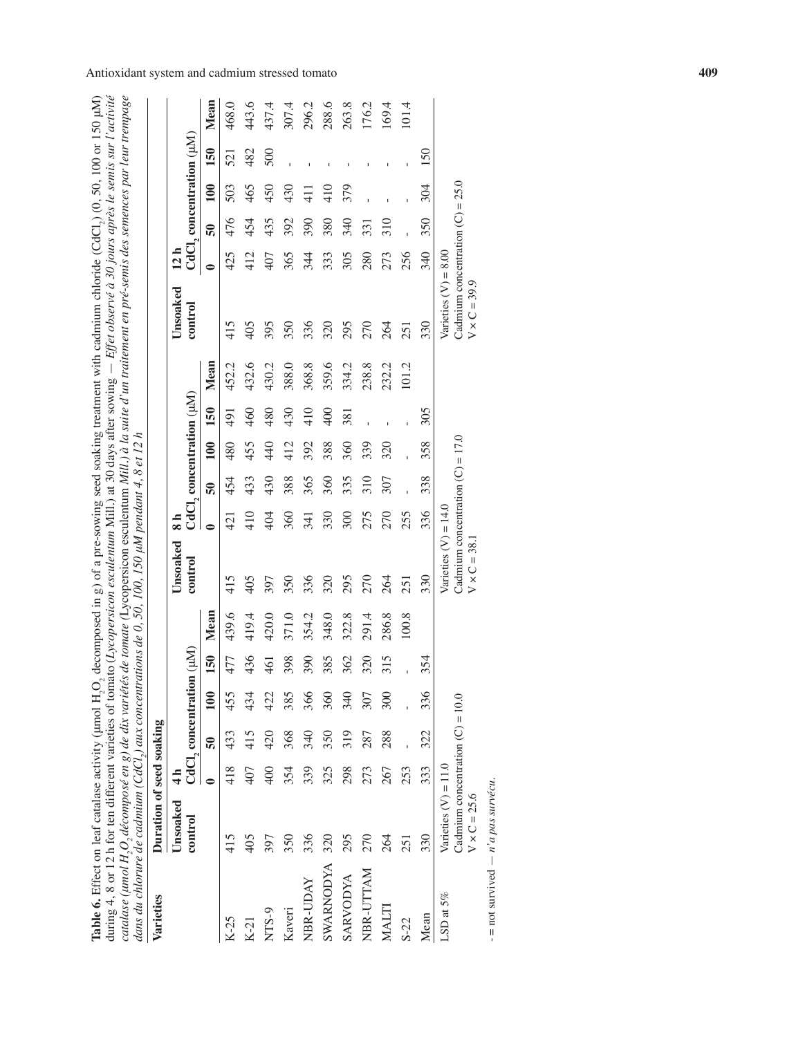**Table 6.** Effect on leaf catalase activity (µmol $H_2O_2$ decomposed in g) of a pre-sowing seed soaking treatment with cadmium chloride ($CdCl_2$) (0, 50, 100 or 150 µM) during 4, 8 or 12 h for ten different varieties of tomato (*Lycopersicon esculentum* Mill.) at 30 days after sowing — *Effet observé à 30 jours après le semis sur l'activité catalase (µmol $H_2O_2$ décomposé en g) de dix variétés de tomate (*Lycopersicon esculentum *Mill.) à la suite d'un traitement en pré-semis des semences par leur trempage dans du chlorure de cadmium ($CdCl_2$) aux concentrations de 0, 50, 100, 150 µM pendant 4, 8 et 12 h*

| Varieties | Duration of seed soaking | | | | | | | | | | | | | | | | | | |
|---|---|---|---|---|---|---|---|---|---|---|---|---|---|---|---|---|---|---|---|
| | Unsoaked control | 4 h $CdCl_2$ concentration (µM) | | | | | Unsoaked control | 8 h $CdCl_2$ concentration (µM) | | | | | Unsoaked control | 12 h $CdCl_2$ concentration (µM) | | | | | |
| | | 0 | 50 | 100 | 150 | Mean | | 0 | 50 | 100 | 150 | Mean | | 0 | 50 | 100 | 150 | Mean | |
| K-25 | 415 | 418 | 433 | 455 | 477 | 439.6 | 415 | 421 | 454 | 480 | 491 | 452.2 | 415 | 425 | 476 | 503 | 521 | 468.0 | |
| K-21 | 405 | 407 | 415 | 434 | 436 | 419.4 | 405 | 410 | 433 | 455 | 460 | 432.6 | 405 | 412 | 454 | 465 | 482 | 443.6 | |
| NTS-9 | 397 | 400 | 420 | 422 | 461 | 420.0 | 397 | 404 | 430 | 440 | 480 | 430.2 | 395 | 407 | 435 | 450 | 500 | 437.4 | |
| Kaveri | 350 | 354 | 368 | 385 | 398 | 371.0 | 350 | 360 | 388 | 412 | 430 | 388.0 | 350 | 365 | 392 | 430 | - | 307.4 | |
| NBR-UDAY | 336 | 339 | 340 | 366 | 390 | 354.2 | 336 | 341 | 365 | 392 | 410 | 368.8 | 336 | 344 | 390 | 411 | - | 296.2 | |
| SWARNODYA | 320 | 325 | 350 | 360 | 385 | 348.0 | 320 | 330 | 360 | 388 | 400 | 359.6 | 320 | 333 | 380 | 410 | - | 288.6 | |
| SARVODYA | 295 | 298 | 319 | 340 | 362 | 322.8 | 295 | 300 | 335 | 360 | 381 | 334.2 | 295 | 305 | 340 | 379 | - | 263.8 | |
| NBR-UTTAM | 270 | 273 | 287 | 307 | 320 | 291.4 | 270 | 275 | 310 | 339 | - | 238.8 | 270 | 280 | 331 | - | - | 176.2 | |
| MALTI | 264 | 267 | 288 | 300 | 315 | 286.8 | 264 | 270 | 307 | 320 | - | 232.2 | 264 | 273 | 310 | - | - | 169.4 | |
| S-22 | 251 | 253 | - | - | - | 100.8 | 251 | 255 | - | - | - | 101.2 | 251 | 256 | - | - | - | 101.4 | |
| Mean | 330 | 333 | 322 | 336 | 354 | | 330 | 336 | 338 | 358 | 305 | | 330 | 340 | 350 | 304 | 150 | | |
| LSD at 5% | Varieties (V) = 11.0; Cadmium concentration (C) = 10.0; V × C = 25.6 | | | | | | Varieties (V) = 14.0; Cadmium concentration (C) = 17.0; V × C = 38.1 | | | | | | Varieties (V) = 8.00; Cadmium concentration (C) = 25.0; V × C = 39.9 | | | | | | |

- = not survived — *n'a pas survécu.*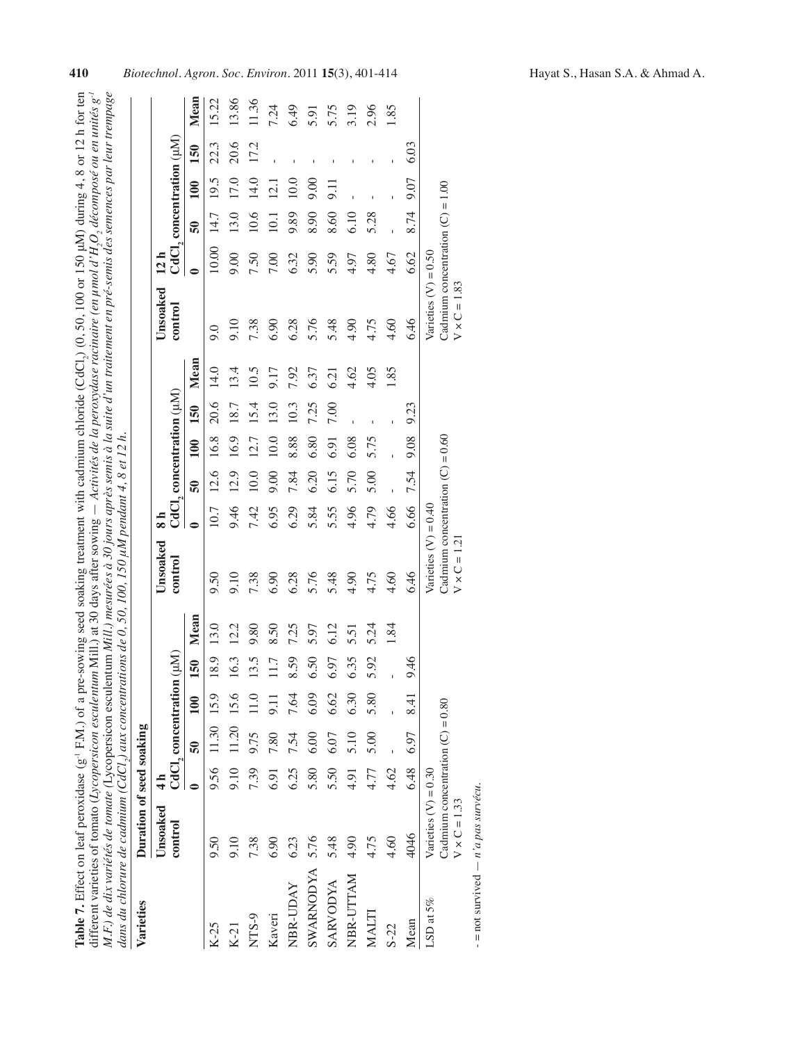**Table 7.** Effect on leaf peroxidase ($g^{-1}$ F.M.) of a pre-sowing seed soaking treatment with cadmium chloride ($CdCl_2$) (0, 50, 100 or 150 µM) during 4, 8 or 12 h for ten different varieties of tomato (*Lycopersicon esculentum* Mill.) at 30 days after sowing — *Activités de la peroxydase racinaire (en µmol d'$H_2O_2$ décomposé ou en unités $g^{-1}$ M.F.) de dix variétés de tomate* (Lycopersicon esculentum *Mill.) mesurées à 30 jours après semis à la suite d'un traitement en pré-semis des semences par leur trempage dans du chlorure de cadmium ($CdCl_2$) aux concentrations de 0, 50, 100, 150 µM pendant 4, 8 et 12 h.*

| Varieties | Duration of seed soaking | | | | | | | | | | | | | | | | |
|---|---|---|---|---|---|---|---|---|---|---|---|---|---|---|---|---|---|
| | Unsoaked control | 4 h $CdCl_2$ concentration (µM) | | | | | Unsoaked control | 8 h $CdCl_2$ concentration (µM) | | | | | Unsoaked control | 12 h $CdCl_2$ concentration (µM) | | | |
| | | 0 | 50 | 100 | 150 | Mean | | 0 | 50 | 100 | 150 | Mean | | 0 | 50 | 100 | 150 | Mean |
| K-25 | 9.50 | 9.56 | 11.30 | 15.9 | 18.9 | 13.0 | 9.50 | 10.7 | 12.6 | 16.8 | 20.6 | 14.0 | 9.0 | 10.00 | 14.7 | 19.5 | 22.3 | 15.22 |
| K-21 | 9.10 | 9.10 | 11.20 | 15.6 | 16.3 | 12.2 | 9.10 | 9.46 | 12.9 | 16.9 | 18.7 | 13.4 | 9.10 | 9.00 | 13.0 | 17.0 | 20.6 | 13.86 |
| NTS-9 | 7.38 | 7.39 | 9.75 | 11.0 | 13.5 | 9.80 | 7.38 | 7.42 | 10.0 | 12.7 | 15.4 | 10.5 | 7.38 | 7.50 | 10.6 | 14.0 | 17.2 | 11.36 |
| Kaveri | 6.90 | 6.91 | 7.80 | 9.11 | 11.7 | 8.50 | 6.90 | 6.95 | 9.00 | 10.0 | 13.0 | 9.17 | 6.90 | 7.00 | 10.1 | 12.1 | - | 7.24 |
| NBR-UDAY | 6.23 | 6.25 | 7.54 | 7.64 | 8.59 | 7.25 | 6.28 | 6.29 | 7.84 | 8.88 | 10.3 | 7.92 | 6.28 | 6.32 | 9.89 | 10.0 | - | 6.49 |
| SWARNODYA | 5.76 | 5.80 | 6.00 | 6.09 | 6.50 | 5.97 | 5.76 | 5.84 | 6.20 | 6.80 | 7.25 | 6.37 | 5.76 | 5.90 | 8.90 | 9.00 | - | 5.91 |
| SARVODYA | 5.48 | 5.50 | 6.07 | 6.62 | 6.97 | 6.12 | 5.48 | 5.55 | 6.15 | 6.91 | 7.00 | 6.21 | 5.48 | 5.59 | 8.60 | 9.11 | - | 5.75 |
| NBR-UTTAM | 4.90 | 4.91 | 5.10 | 6.30 | 6.35 | 5.51 | 4.90 | 4.96 | 5.70 | 6.08 | - | 4.62 | 4.90 | 4.97 | 6.10 | - | - | 3.19 |
| MALTI | 4.75 | 4.77 | 5.00 | 5.80 | 5.92 | 5.24 | 4.75 | 4.79 | 5.00 | 5.75 | - | 4.05 | 4.75 | 4.80 | 5.28 | - | - | 2.96 |
| S-22 | 4.60 | 4.62 | - | - | - | 1.84 | 4.60 | 4.66 | - | - | - | 1.85 | 4.60 | 4.67 | - | - | - | 1.85 |
| Mean | 4046 | 6.48 | 6.97 | 8.41 | 9.46 | | 6.46 | 6.66 | 7.54 | 9.08 | 9.23 | | 6.46 | 6.62 | 8.74 | 9.07 | 6.03 | |
| LSD at 5% | Varieties (V) = 0.30<br>Cadmium concentration (C) = 0.80<br>V × C = 1.33 | | | | | | Varieties (V) = 0.40<br>Cadmium concentration (C) = 0.60<br>V × C = 1.21 | | | | | | Varieties (V) = 0.50<br>Cadmium concentration (C) = 1.00<br>V × C = 1.83 | | | | | |

\- = not survived — *n'a pas survécu.*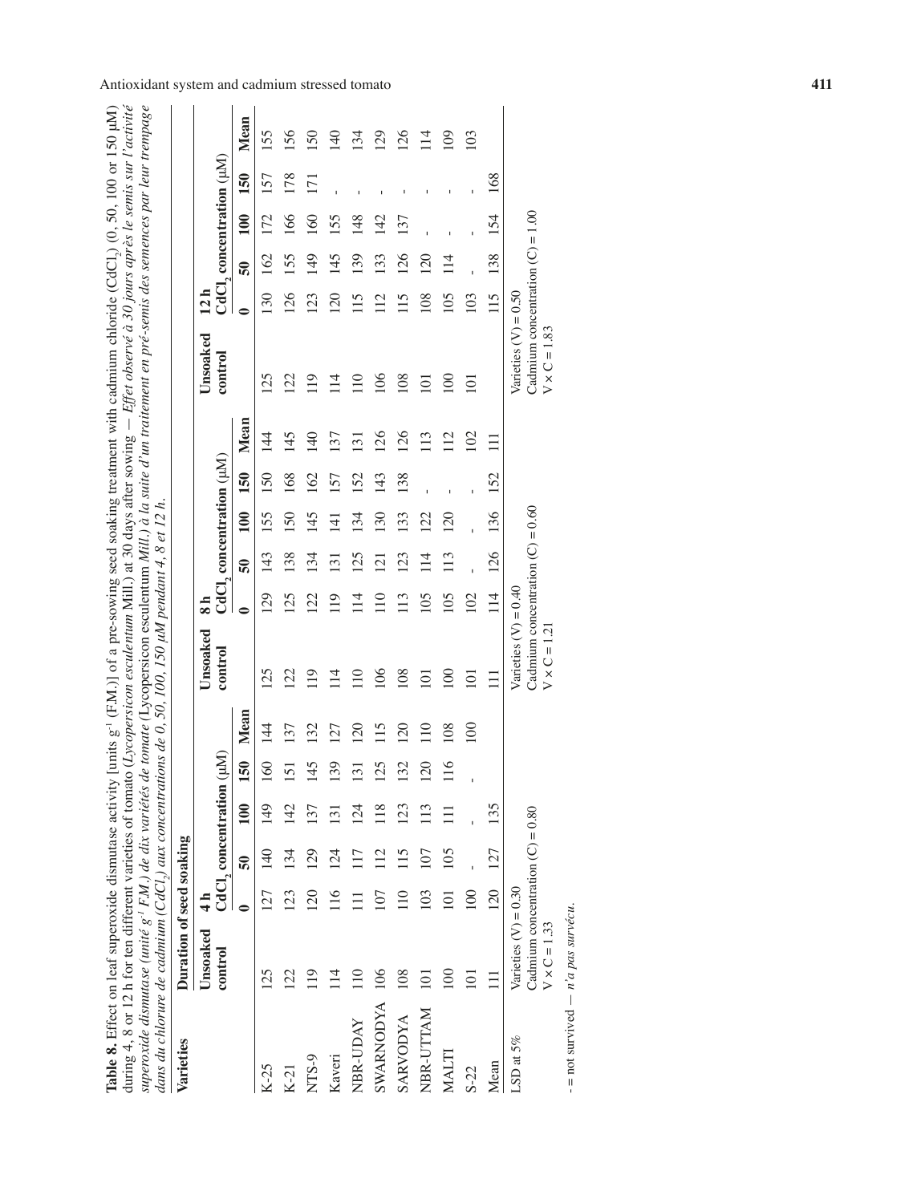**Table 8.** Effect on leaf superoxide dismutase activity [units $g^{-1}$ (F.M.)] of a pre-sowing seed soaking treatment with cadmium chloride ($CdCl_2$) (0, 50, 100 or 150 μM) during 4, 8 or 12 h for ten different varieties of tomato (*Lycopersicon esculentum* Mill.) at 30 days after sowing — *Effet observé à 30 jours après le semis sur l'activité superoxide dismutase (unité $g^{-1}$ F.M.) de dix variétés de tomate (*Lycopersicon esculentum *Mill.) à la suite d'un traitement en pré-semis des semences par leur trempage dans du chlorure de cadmium ($CdCl_2$) aux concentrations de 0, 50, 100, 150 μM pendant 4, 8 et 12 h.*

| Varieties | Duration of seed soaking | | | | | | | | | | | | | | | | | |
|---|---|---|---|---|---|---|---|---|---|---|---|---|---|---|---|---|---|---|
| | Unsoaked control | 4 h $CdCl_2$ concentration (μM) | | | | | Unsoaked control | 8 h $CdCl_2$ concentration (μM) | | | | | Unsoaked control | 12 h $CdCl_2$ concentration (μM) | | | | |
| | | 0 | 50 | 100 | 150 | Mean | | 0 | 50 | 100 | 150 | Mean | | 0 | 50 | 100 | 150 | Mean |
| K-25 | 125 | 127 | 140 | 149 | 160 | 144 | 125 | 129 | 143 | 155 | 150 | 144 | 125 | 130 | 162 | 172 | 157 | 155 |
| K-21 | 122 | 123 | 134 | 142 | 151 | 137 | 122 | 125 | 138 | 150 | 168 | 145 | 122 | 126 | 155 | 166 | 178 | 156 |
| NTS-9 | 119 | 120 | 129 | 137 | 145 | 132 | 119 | 122 | 134 | 145 | 162 | 140 | 119 | 123 | 149 | 160 | 171 | 150 |
| Kaveri | 114 | 116 | 124 | 131 | 139 | 127 | 114 | 119 | 131 | 141 | 157 | 137 | 114 | 120 | 145 | 155 | - | 140 |
| NBR-UDAY | 110 | 111 | 117 | 124 | 131 | 120 | 110 | 114 | 125 | 134 | 152 | 131 | 110 | 115 | 139 | 148 | - | 134 |
| SWARNODYA | 106 | 107 | 112 | 118 | 125 | 115 | 106 | 110 | 121 | 130 | 143 | 126 | 106 | 112 | 133 | 142 | - | 129 |
| SARVODYA | 108 | 110 | 115 | 123 | 132 | 120 | 108 | 113 | 123 | 133 | 138 | 126 | 108 | 115 | 126 | 137 | - | 126 |
| NBR-UTTAM | 101 | 103 | 107 | 113 | 120 | 110 | 101 | 105 | 114 | 122 | - | 113 | 101 | 108 | 120 | - | - | 114 |
| MALTI | 100 | 101 | 105 | 111 | 116 | 108 | 100 | 105 | 113 | 120 | - | 112 | 100 | 105 | 114 | - | - | 109 |
| S-22 | 101 | 100 | - | - | - | 100 | 101 | 102 | - | - | - | 102 | 101 | 103 | - | - | - | 103 |
| Mean | 111 | 120 | 127 | 135 | | | 111 | 114 | 126 | 136 | 152 | 111 | 101 | 115 | 138 | 154 | 168 | |
| LSD at 5% | Varieties (V) = 0.30<br>Cadmium concentration (C) = 0.80<br>V × C = 1.33 | | | | | | Varieties (V) = 0.40<br>Cadmium concentration (C) = 0.60<br>V × C = 1.21 | | | | | | Varieties (V) = 0.50<br>Cadmium concentration (C) = 1.00<br>V × C = 1.83 | | | | | |

- = not survived — *n'a pas survécu.*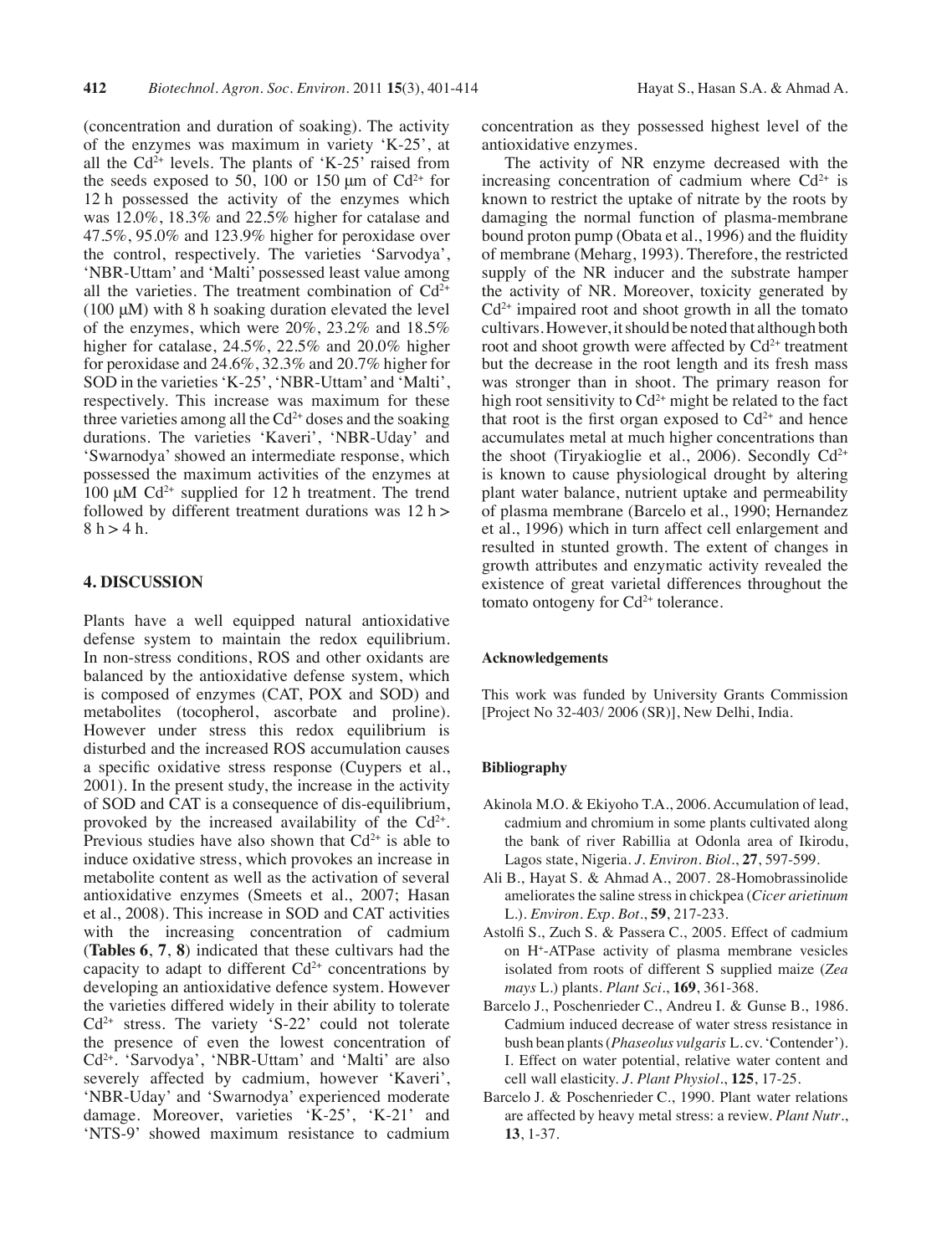(concentration and duration of soaking). The activity of the enzymes was maximum in variety 'K-25', at all the $Cd^{2+}$ levels. The plants of 'K-25' raised from the seeds exposed to 50, 100 or 150 μm of $Cd^{2+}$ for 12 h possessed the activity of the enzymes which was 12.0%, 18.3% and 22.5% higher for catalase and 47.5%, 95.0% and 123.9% higher for peroxidase over the control, respectively. The varieties 'Sarvodya', 'NBR-Uttam' and 'Malti' possessed least value among all the varieties. The treatment combination of $Cd^{2+}$ (100 μM) with 8 h soaking duration elevated the level of the enzymes, which were 20%, 23.2% and 18.5% higher for catalase, 24.5%, 22.5% and 20.0% higher for peroxidase and 24.6%, 32.3% and 20.7% higher for SOD in the varieties 'K-25', 'NBR-Uttam' and 'Malti', respectively. This increase was maximum for these three varieties among all the $Cd^{2+}$ doses and the soaking durations. The varieties 'Kaveri', 'NBR-Uday' and 'Swarnodya' showed an intermediate response, which possessed the maximum activities of the enzymes at 100 μM $Cd^{2+}$ supplied for 12 h treatment. The trend followed by different treatment durations was 12 h > 8 h > 4 h.

## 4. DISCUSSION

Plants have a well equipped natural antioxidative defense system to maintain the redox equilibrium. In non-stress conditions, ROS and other oxidants are balanced by the antioxidative defense system, which is composed of enzymes (CAT, POX and SOD) and metabolites (tocopherol, ascorbate and proline). However under stress this redox equilibrium is disturbed and the increased ROS accumulation causes a specific oxidative stress response (Cuypers et al., 2001). In the present study, the increase in the activity of SOD and CAT is a consequence of dis-equilibrium, provoked by the increased availability of the $Cd^{2+}$. Previous studies have also shown that $Cd^{2+}$ is able to induce oxidative stress, which provokes an increase in metabolite content as well as the activation of several antioxidative enzymes (Smeets et al., 2007; Hasan et al., 2008). This increase in SOD and CAT activities with the increasing concentration of cadmium (**Tables 6**, **7**, **8**) indicated that these cultivars had the capacity to adapt to different $Cd^{2+}$ concentrations by developing an antioxidative defence system. However the varieties differed widely in their ability to tolerate $Cd^{2+}$ stress. The variety 'S-22' could not tolerate the presence of even the lowest concentration of $Cd^{2+}$. 'Sarvodya', 'NBR-Uttam' and 'Malti' are also severely affected by cadmium, however 'Kaveri', 'NBR-Uday' and 'Swarnodya' experienced moderate damage. Moreover, varieties 'K-25', 'K-21' and 'NTS-9' showed maximum resistance to cadmium concentration as they possessed highest level of the antioxidative enzymes.

The activity of NR enzyme decreased with the increasing concentration of cadmium where $Cd^{2+}$ is known to restrict the uptake of nitrate by the roots by damaging the normal function of plasma-membrane bound proton pump (Obata et al., 1996) and the fluidity of membrane (Meharg, 1993). Therefore, the restricted supply of the NR inducer and the substrate hamper the activity of NR. Moreover, toxicity generated by $Cd^{2+}$ impaired root and shoot growth in all the tomato cultivars. However, it should be noted that although both root and shoot growth were affected by $Cd^{2+}$ treatment but the decrease in the root length and its fresh mass was stronger than in shoot. The primary reason for high root sensitivity to $Cd^{2+}$ might be related to the fact that root is the first organ exposed to $Cd^{2+}$ and hence accumulates metal at much higher concentrations than the shoot (Tiryakioglie et al., 2006). Secondly $Cd^{2+}$ is known to cause physiological drought by altering plant water balance, nutrient uptake and permeability of plasma membrane (Barcelo et al., 1990; Hernandez et al., 1996) which in turn affect cell enlargement and resulted in stunted growth. The extent of changes in growth attributes and enzymatic activity revealed the existence of great varietal differences throughout the tomato ontogeny for $Cd^{2+}$ tolerance.

#### Acknowledgements

This work was funded by University Grants Commission [Project No 32-403/ 2006 (SR)], New Delhi, India.

#### Bibliography

Akinola M.O. & Ekiyoho T.A., 2006. Accumulation of lead, cadmium and chromium in some plants cultivated along the bank of river Rabillia at Odonla area of Ikirodu, Lagos state, Nigeria. *J. Environ. Biol.*, **27**, 597-599.

Ali B., Hayat S. & Ahmad A., 2007. 28-Homobrassinolide ameliorates the saline stress in chickpea (*Cicer arietinum* L.). *Environ. Exp. Bot.*, **59**, 217-233.

Astolfi S., Zuch S. & Passera C., 2005. Effect of cadmium on $H^+$-ATPase activity of plasma membrane vesicles isolated from roots of different S supplied maize (*Zea mays* L.) plants. *Plant Sci.*, **169**, 361-368.

Barcelo J., Poschenrieder C., Andreu I. & Gunse B., 1986. Cadmium induced decrease of water stress resistance in bush bean plants (*Phaseolus vulgaris* L. cv. 'Contender'). I. Effect on water potential, relative water content and cell wall elasticity. *J. Plant Physiol.*, **125**, 17-25.

Barcelo J. & Poschenrieder C., 1990. Plant water relations are affected by heavy metal stress: a review. *Plant Nutr.*, **13**, 1-37.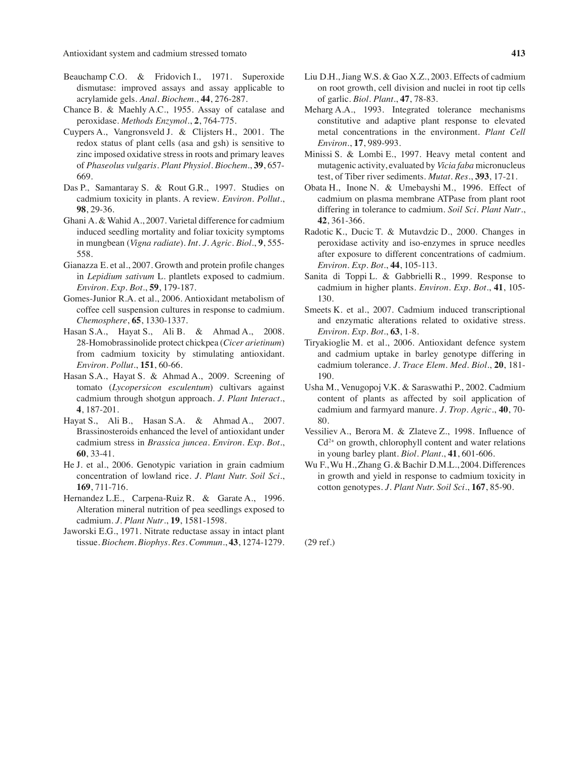Beauchamp C.O. & Fridovich I., 1971. Superoxide dismutase: improved assays and assay applicable to acrylamide gels. *Anal. Biochem*., **44**, 276-287.

Chance B. & Maehly A.C., 1955. Assay of catalase and peroxidase. *Methods Enzymol*., **2**, 764-775.

Cuypers A., Vangronsveld J. & Clijsters H., 2001. The redox status of plant cells (asa and gsh) is sensitive to zinc imposed oxidative stress in roots and primary leaves of *Phaseolus vulgaris*. *Plant Physiol. Biochem*., **39**, 657-669.

Das P., Samantaray S. & Rout G.R., 1997. Studies on cadmium toxicity in plants. A review. *Environ. Pollut*., **98**, 29-36.

Ghani A. & Wahid A., 2007. Varietal difference for cadmium induced seedling mortality and foliar toxicity symptoms in mungbean (*Vigna radiate*). *Int. J. Agric. Biol*., **9**, 555-558.

Gianazza E. et al., 2007. Growth and protein profile changes in *Lepidium sativum* L. plantlets exposed to cadmium. *Environ. Exp. Bot*., **59**, 179-187.

Gomes-Junior R.A. et al., 2006. Antioxidant metabolism of coffee cell suspension cultures in response to cadmium. *Chemosphere*, **65**, 1330-1337.

Hasan S.A., Hayat S., Ali B. & Ahmad A., 2008. 28-Homobrassinolide protect chickpea (*Cicer arietinum*) from cadmium toxicity by stimulating antioxidant. *Environ. Pollut*., **151**, 60-66.

Hasan S.A., Hayat S. & Ahmad A., 2009. Screening of tomato (*Lycopersicon esculentum*) cultivars against cadmium through shotgun approach. *J. Plant Interact*., **4**, 187-201.

Hayat S., Ali B., Hasan S.A. & Ahmad A., 2007. Brassinosteroids enhanced the level of antioxidant under cadmium stress in *Brassica juncea*. *Environ. Exp. Bot*., **60**, 33-41.

He J. et al., 2006. Genotypic variation in grain cadmium concentration of lowland rice. *J. Plant Nutr. Soil Sci*., **169**, 711-716.

Hernandez L.E., Carpena-Ruiz R. & Garate A., 1996. Alteration mineral nutrition of pea seedlings exposed to cadmium. *J. Plant Nutr*., **19**, 1581-1598.

Jaworski E.G., 1971. Nitrate reductase assay in intact plant tissue. *Biochem. Biophys. Res. Commun*., **43**, 1274-1279.

Liu D.H., Jiang W.S. & Gao X.Z., 2003. Effects of cadmium on root growth, cell division and nuclei in root tip cells of garlic. *Biol. Plant*., **47**, 78-83.

Meharg A.A., 1993. Integrated tolerance mechanisms constitutive and adaptive plant response to elevated metal concentrations in the environment. *Plant Cell Environ*., **17**, 989-993.

Minissi S. & Lombi E., 1997. Heavy metal content and mutagenic activity, evaluated by *Vicia faba* micronucleus test, of Tiber river sediments. *Mutat. Res*., **393**, 17-21.

Obata H., Inone N. & Umebayshi M., 1996. Effect of cadmium on plasma membrane ATPase from plant root differing in tolerance to cadmium. *Soil Sci. Plant Nutr*., **42**, 361-366.

Radotic K., Ducic T. & Mutavdzic D., 2000. Changes in peroxidase activity and iso-enzymes in spruce needles after exposure to different concentrations of cadmium. *Environ. Exp. Bot*., **44**, 105-113.

Sanita di Toppi L. & Gabbrielli R., 1999. Response to cadmium in higher plants. *Environ. Exp. Bot*., **41**, 105-130.

Smeets K. et al., 2007. Cadmium induced transcriptional and enzymatic alterations related to oxidative stress. *Environ. Exp. Bot*., **63**, 1-8.

Tiryakioglie M. et al., 2006. Antioxidant defence system and cadmium uptake in barley genotype differing in cadmium tolerance. *J. Trace Elem. Med. Biol*., **20**, 181-190.

Usha M., Venugopoj V.K. & Saraswathi P., 2002. Cadmium content of plants as affected by soil application of cadmium and farmyard manure. *J. Trop. Agric*., **40**, 70-80.

Vessiliev A., Berora M. & Zlateve Z., 1998. Influence of $Cd^{2+}$ on growth, chlorophyll content and water relations in young barley plant. *Biol. Plant*., **41**, 601-606.

Wu F., Wu H., Zhang G. & Bachir D.M.L., 2004. Differences in growth and yield in response to cadmium toxicity in cotton genotypes. *J. Plant Nutr. Soil Sci*., **167**, 85-90.

(29 ref.)